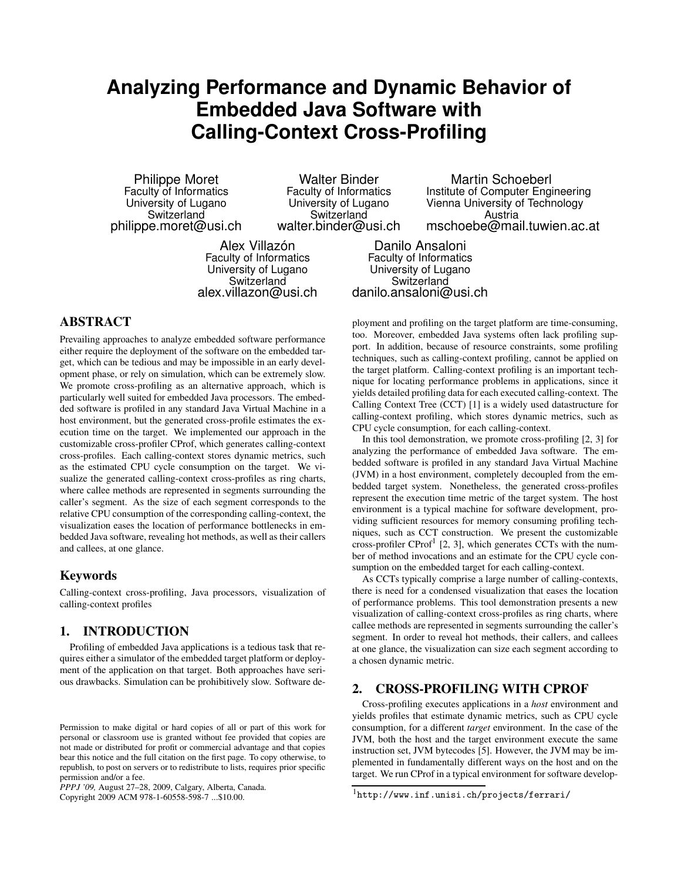# Analyzing Performance and Dynamic Behavior of Embedded Java Software with Calling-Context Cross-Profiling

Philippe Moret
Faculty of Informatics
University of Lugano
Switzerland
philippe.moret@usi.ch

Walter Binder
Faculty of Informatics
University of Lugano
Switzerland
walter.binder@usi.ch

Martin Schoeberl
Institute of Computer Engineering
Vienna University of Technology
Austria
mschoebe@mail.tuwien.ac.at

Alex Villazón
Faculty of Informatics
University of Lugano
Switzerland
alex.villazon@usi.ch

Danilo Ansaloni
Faculty of Informatics
University of Lugano
Switzerland
danilo.ansaloni@usi.ch

## ABSTRACT

Prevailing approaches to analyze embedded software performance either require the deployment of the software on the embedded target, which can be tedious and may be impossible in an early development phase, or rely on simulation, which can be extremely slow. We promote cross-profiling as an alternative approach, which is particularly well suited for embedded Java processors. The embedded software is profiled in any standard Java Virtual Machine in a host environment, but the generated cross-profile estimates the execution time on the target. We implemented our approach in the customizable cross-profiler CProf, which generates calling-context cross-profiles. Each calling-context stores dynamic metrics, such as the estimated CPU cycle consumption on the target. We visualize the generated calling-context cross-profiles as ring charts, where callee methods are represented in segments surrounding the caller's segment. As the size of each segment corresponds to the relative CPU consumption of the corresponding calling-context, the visualization eases the location of performance bottlenecks in embedded Java software, revealing hot methods, as well as their callers and callees, at one glance.

## Keywords

Calling-context cross-profiling, Java processors, visualization of calling-context profiles

## 1. INTRODUCTION

Profiling of embedded Java applications is a tedious task that requires either a simulator of the embedded target platform or deployment of the application on that target. Both approaches have serious drawbacks. Simulation can be prohibitively slow. Software deployment and profiling on the target platform are time-consuming, too. Moreover, embedded Java systems often lack profiling support. In addition, because of resource constraints, some profiling techniques, such as calling-context profiling, cannot be applied on the target platform. Calling-context profiling is an important technique for locating performance problems in applications, since it yields detailed profiling data for each executed calling-context. The Calling Context Tree (CCT) [1] is a widely used datastructure for calling-context profiling, which stores dynamic metrics, such as CPU cycle consumption, for each calling-context.

In this tool demonstration, we promote cross-profiling [2, 3] for analyzing the performance of embedded Java software. The embedded software is profiled in any standard Java Virtual Machine (JVM) in a host environment, completely decoupled from the embedded target system. Nonetheless, the generated cross-profiles represent the execution time metric of the target system. The host environment is a typical machine for software development, providing sufficient resources for memory consuming profiling techniques, such as CCT construction. We present the customizable cross-profiler CProf[1] [2, 3], which generates CCTs with the number of method invocations and an estimate for the CPU cycle consumption on the embedded target for each calling-context.

As CCTs typically comprise a large number of calling-contexts, there is need for a condensed visualization that eases the location of performance problems. This tool demonstration presents a new visualization of calling-context cross-profiles as ring charts, where callee methods are represented in segments surrounding the caller's segment. In order to reveal hot methods, their callers, and callees at one glance, the visualization can size each segment according to a chosen dynamic metric.

## 2. CROSS-PROFILING WITH CPROF

Cross-profiling executes applications in a *host* environment and yields profiles that estimate dynamic metrics, such as CPU cycle consumption, for a different *target* environment. In the case of the JVM, both the host and the target environment execute the same instruction set, JVM bytecodes [5]. However, the JVM may be implemented in fundamentally different ways on the host and on the target. We run CProf in a typical environment for software develop-

[1] `http://www.inf.unisi.ch/projects/ferrari/`

Permission to make digital or hard copies of all or part of this work for personal or classroom use is granted without fee provided that copies are not made or distributed for profit or commercial advantage and that copies bear this notice and the full citation on the first page. To copy otherwise, to republish, to post on servers or to redistribute to lists, requires prior specific permission and/or a fee.
*PPPJ '09,* August 27–28, 2009, Calgary, Alberta, Canada.
Copyright 2009 ACM 978-1-60558-598-7 ...$10.00.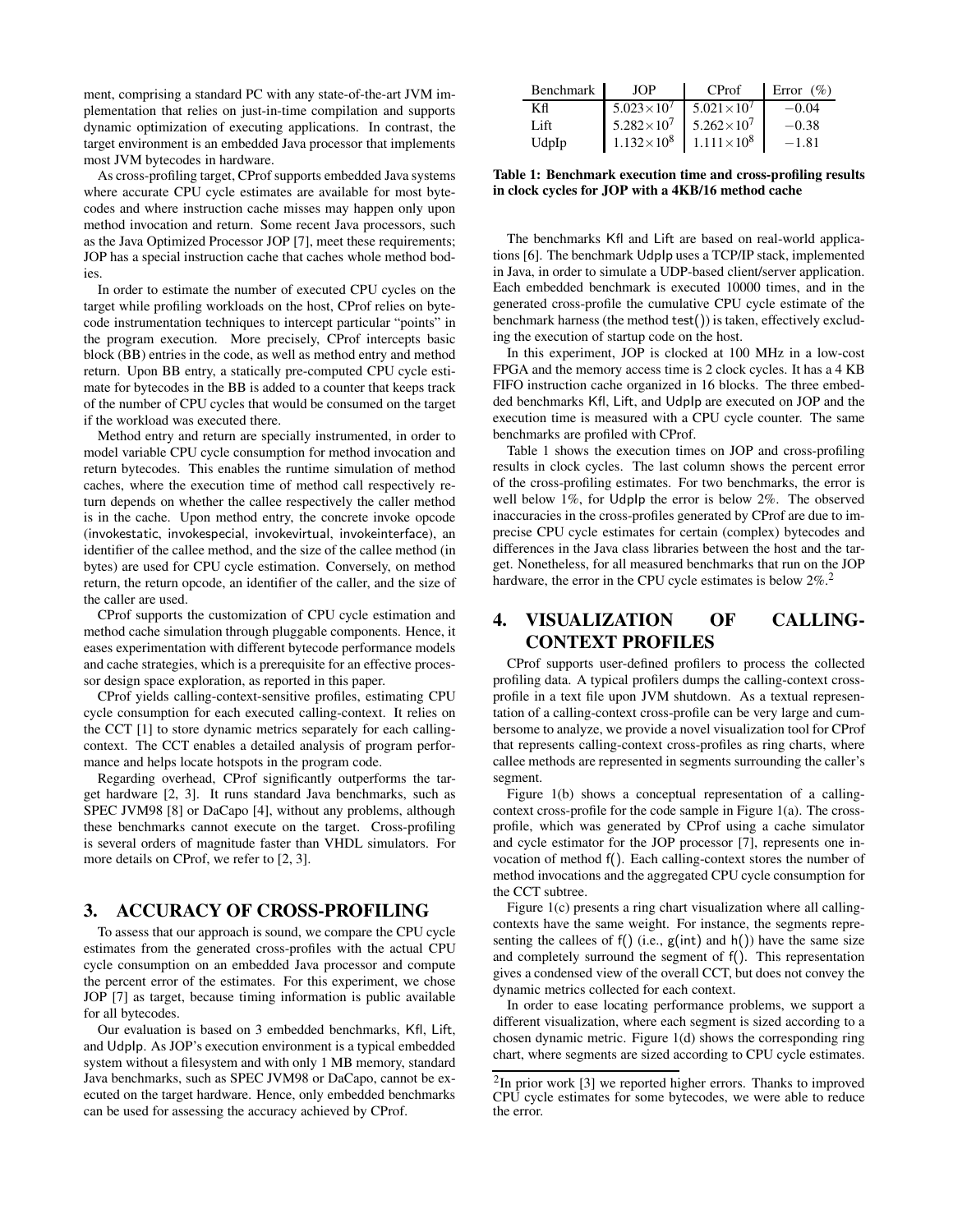ment, comprising a standard PC with any state-of-the-art JVM implementation that relies on just-in-time compilation and supports dynamic optimization of executing applications. In contrast, the target environment is an embedded Java processor that implements most JVM bytecodes in hardware.

As cross-profiling target, CProf supports embedded Java systems where accurate CPU cycle estimates are available for most bytecodes and where instruction cache misses may happen only upon method invocation and return. Some recent Java processors, such as the Java Optimized Processor JOP [7], meet these requirements; JOP has a special instruction cache that caches whole method bodies.

In order to estimate the number of executed CPU cycles on the target while profiling workloads on the host, CProf relies on bytecode instrumentation techniques to intercept particular "points" in the program execution. More precisely, CProf intercepts basic block (BB) entries in the code, as well as method entry and method return. Upon BB entry, a statically pre-computed CPU cycle estimate for bytecodes in the BB is added to a counter that keeps track of the number of CPU cycles that would be consumed on the target if the workload was executed there.

Method entry and return are specially instrumented, in order to model variable CPU cycle consumption for method invocation and return bytecodes. This enables the runtime simulation of method caches, where the execution time of method call respectively return depends on whether the callee respectively the caller method is in the cache. Upon method entry, the concrete invoke opcode (invokestatic, invokespecial, invokevirtual, invokeinterface), an identifier of the callee method, and the size of the callee method (in bytes) are used for CPU cycle estimation. Conversely, on method return, the return opcode, an identifier of the caller, and the size of the caller are used.

CProf supports the customization of CPU cycle estimation and method cache simulation through pluggable components. Hence, it eases experimentation with different bytecode performance models and cache strategies, which is a prerequisite for an effective processor design space exploration, as reported in this paper.

CProf yields calling-context-sensitive profiles, estimating CPU cycle consumption for each executed calling-context. It relies on the CCT [1] to store dynamic metrics separately for each calling-context. The CCT enables a detailed analysis of program performance and helps locate hotspots in the program code.

Regarding overhead, CProf significantly outperforms the target hardware [2, 3]. It runs standard Java benchmarks, such as SPEC JVM98 [8] or DaCapo [4], without any problems, although these benchmarks cannot execute on the target. Cross-profiling is several orders of magnitude faster than VHDL simulators. For more details on CProf, we refer to [2, 3].

## 3. ACCURACY OF CROSS-PROFILING

To assess that our approach is sound, we compare the CPU cycle estimates from the generated cross-profiles with the actual CPU cycle consumption on an embedded Java processor and compute the percent error of the estimates. For this experiment, we chose JOP [7] as target, because timing information is public available for all bytecodes.

Our evaluation is based on 3 embedded benchmarks, Kfl, Lift, and UdpIp. As JOP's execution environment is a typical embedded system without a filesystem and with only 1 MB memory, standard Java benchmarks, such as SPEC JVM98 or DaCapo, cannot be executed on the target hardware. Hence, only embedded benchmarks can be used for assessing the accuracy achieved by CProf.

| Benchmark | JOP | CProf | Error (%) |
|---|---|---|---|
| Kfl | $5.023\times10^7$ | $5.021\times10^7$ | $-0.04$ |
| Lift | $5.282\times10^7$ | $5.262\times10^7$ | $-0.38$ |
| UdpIp | $1.132\times10^8$ | $1.111\times10^8$ | $-1.81$ |

**Table 1: Benchmark execution time and cross-profiling results in clock cycles for JOP with a 4KB/16 method cache**

The benchmarks Kfl and Lift are based on real-world applications [6]. The benchmark UdpIp uses a TCP/IP stack, implemented in Java, in order to simulate a UDP-based client/server application. Each embedded benchmark is executed 10000 times, and in the generated cross-profile the cumulative CPU cycle estimate of the benchmark harness (the method test()) is taken, effectively excluding the execution of startup code on the host.

In this experiment, JOP is clocked at 100 MHz in a low-cost FPGA and the memory access time is 2 clock cycles. It has a 4 KB FIFO instruction cache organized in 16 blocks. The three embedded benchmarks Kfl, Lift, and UdpIp are executed on JOP and the execution time is measured with a CPU cycle counter. The same benchmarks are profiled with CProf.

Table 1 shows the execution times on JOP and cross-profiling results in clock cycles. The last column shows the percent error of the cross-profiling estimates. For two benchmarks, the error is well below 1%, for UdpIp the error is below 2%. The observed inaccuracies in the cross-profiles generated by CProf are due to imprecise CPU cycle estimates for certain (complex) bytecodes and differences in the Java class libraries between the host and the target. Nonetheless, for all measured benchmarks that run on the JOP hardware, the error in the CPU cycle estimates is below 2%.[2]

## 4. VISUALIZATION OF CALLING-CONTEXT PROFILES

CProf supports user-defined profilers to process the collected profiling data. A typical profilers dumps the calling-context cross-profile in a text file upon JVM shutdown. As a textual representation of a calling-context cross-profile can be very large and cumbersome to analyze, we provide a novel visualization tool for CProf that represents calling-context cross-profiles as ring charts, where callee methods are represented in segments surrounding the caller's segment.

Figure 1(b) shows a conceptual representation of a calling-context cross-profile for the code sample in Figure 1(a). The cross-profile, which was generated by CProf using a cache simulator and cycle estimator for the JOP processor [7], represents one invocation of method f(). Each calling-context stores the number of method invocations and the aggregated CPU cycle consumption for the CCT subtree.

Figure 1(c) presents a ring chart visualization where all calling-contexts have the same weight. For instance, the segments representing the callees of f() (i.e., g(int) and h()) have the same size and completely surround the segment of f(). This representation gives a condensed view of the overall CCT, but does not convey the dynamic metrics collected for each context.

In order to ease locating performance problems, we support a different visualization, where each segment is sized according to a chosen dynamic metric. Figure 1(d) shows the corresponding ring chart, where segments are sized according to CPU cycle estimates.

[2] In prior work [3] we reported higher errors. Thanks to improved CPU cycle estimates for some bytecodes, we were able to reduce the error.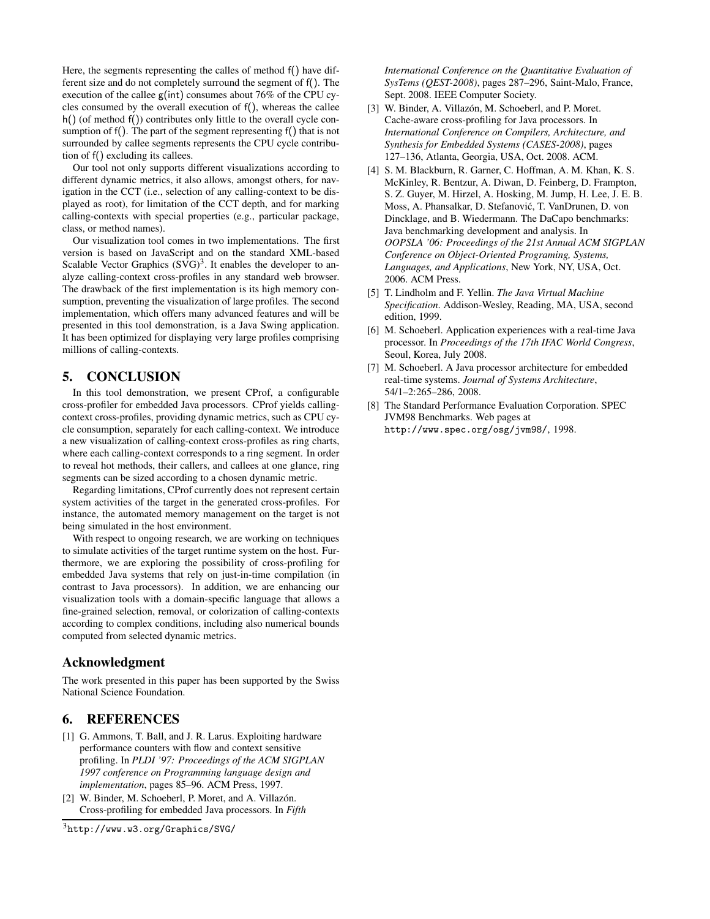Here, the segments representing the calles of method f() have different size and do not completely surround the segment of f(). The execution of the callee g(int) consumes about 76% of the CPU cycles consumed by the overall execution of f(), whereas the callee h() (of method f()) contributes only little to the overall cycle consumption of f(). The part of the segment representing f() that is not surrounded by callee segments represents the CPU cycle contribution of f() excluding its callees.

Our tool not only supports different visualizations according to different dynamic metrics, it also allows, amongst others, for navigation in the CCT (i.e., selection of any calling-context to be displayed as root), for limitation of the CCT depth, and for marking calling-contexts with special properties (e.g., particular package, class, or method names).

Our visualization tool comes in two implementations. The first version is based on JavaScript and on the standard XML-based Scalable Vector Graphics (SVG)[3]. It enables the developer to analyze calling-context cross-profiles in any standard web browser. The drawback of the first implementation is its high memory consumption, preventing the visualization of large profiles. The second implementation, which offers many advanced features and will be presented in this tool demonstration, is a Java Swing application. It has been optimized for displaying very large profiles comprising millions of calling-contexts.

## 5. CONCLUSION

In this tool demonstration, we present CProf, a configurable cross-profiler for embedded Java processors. CProf yields calling-context cross-profiles, providing dynamic metrics, such as CPU cycle consumption, separately for each calling-context. We introduce a new visualization of calling-context cross-profiles as ring charts, where each calling-context corresponds to a ring segment. In order to reveal hot methods, their callers, and callees at one glance, ring segments can be sized according to a chosen dynamic metric.

Regarding limitations, CProf currently does not represent certain system activities of the target in the generated cross-profiles. For instance, the automated memory management on the target is not being simulated in the host environment.

With respect to ongoing research, we are working on techniques to simulate activities of the target runtime system on the host. Furthermore, we are exploring the possibility of cross-profiling for embedded Java systems that rely on just-in-time compilation (in contrast to Java processors). In addition, we are enhancing our visualization tools with a domain-specific language that allows a fine-grained selection, removal, or colorization of calling-contexts according to complex conditions, including also numerical bounds computed from selected dynamic metrics.

## Acknowledgment

The work presented in this paper has been supported by the Swiss National Science Foundation.

## 6. REFERENCES

[1] G. Ammons, T. Ball, and J. R. Larus. Exploiting hardware performance counters with flow and context sensitive profiling. In *PLDI '97: Proceedings of the ACM SIGPLAN 1997 conference on Programming language design and implementation*, pages 85–96. ACM Press, 1997.

[2] W. Binder, M. Schoeberl, P. Moret, and A. Villazón. Cross-profiling for embedded Java processors. In *Fifth International Conference on the Quantitative Evaluation of SysTems (QEST-2008)*, pages 287–296, Saint-Malo, France, Sept. 2008. IEEE Computer Society.

[3] W. Binder, A. Villazón, M. Schoeberl, and P. Moret. Cache-aware cross-profiling for Java processors. In *International Conference on Compilers, Architecture, and Synthesis for Embedded Systems (CASES-2008)*, pages 127–136, Atlanta, Georgia, USA, Oct. 2008. ACM.

[4] S. M. Blackburn, R. Garner, C. Hoffman, A. M. Khan, K. S. McKinley, R. Bentzur, A. Diwan, D. Feinberg, D. Frampton, S. Z. Guyer, M. Hirzel, A. Hosking, M. Jump, H. Lee, J. E. B. Moss, A. Phansalkar, D. Stefanović, T. VanDrunen, D. von Dincklage, and B. Wiedermann. The DaCapo benchmarks: Java benchmarking development and analysis. In *OOPSLA '06: Proceedings of the 21st Annual ACM SIGPLAN Conference on Object-Oriented Programing, Systems, Languages, and Applications*, New York, NY, USA, Oct. 2006. ACM Press.

[5] T. Lindholm and F. Yellin. *The Java Virtual Machine Specification*. Addison-Wesley, Reading, MA, USA, second edition, 1999.

[6] M. Schoeberl. Application experiences with a real-time Java processor. In *Proceedings of the 17th IFAC World Congress*, Seoul, Korea, July 2008.

[7] M. Schoeberl. A Java processor architecture for embedded real-time systems. *Journal of Systems Architecture*, 54/1–2:265–286, 2008.

[8] The Standard Performance Evaluation Corporation. SPEC JVM98 Benchmarks. Web pages at `http://www.spec.org/osg/jvm98/`, 1998.

[3] `http://www.w3.org/Graphics/SVG/`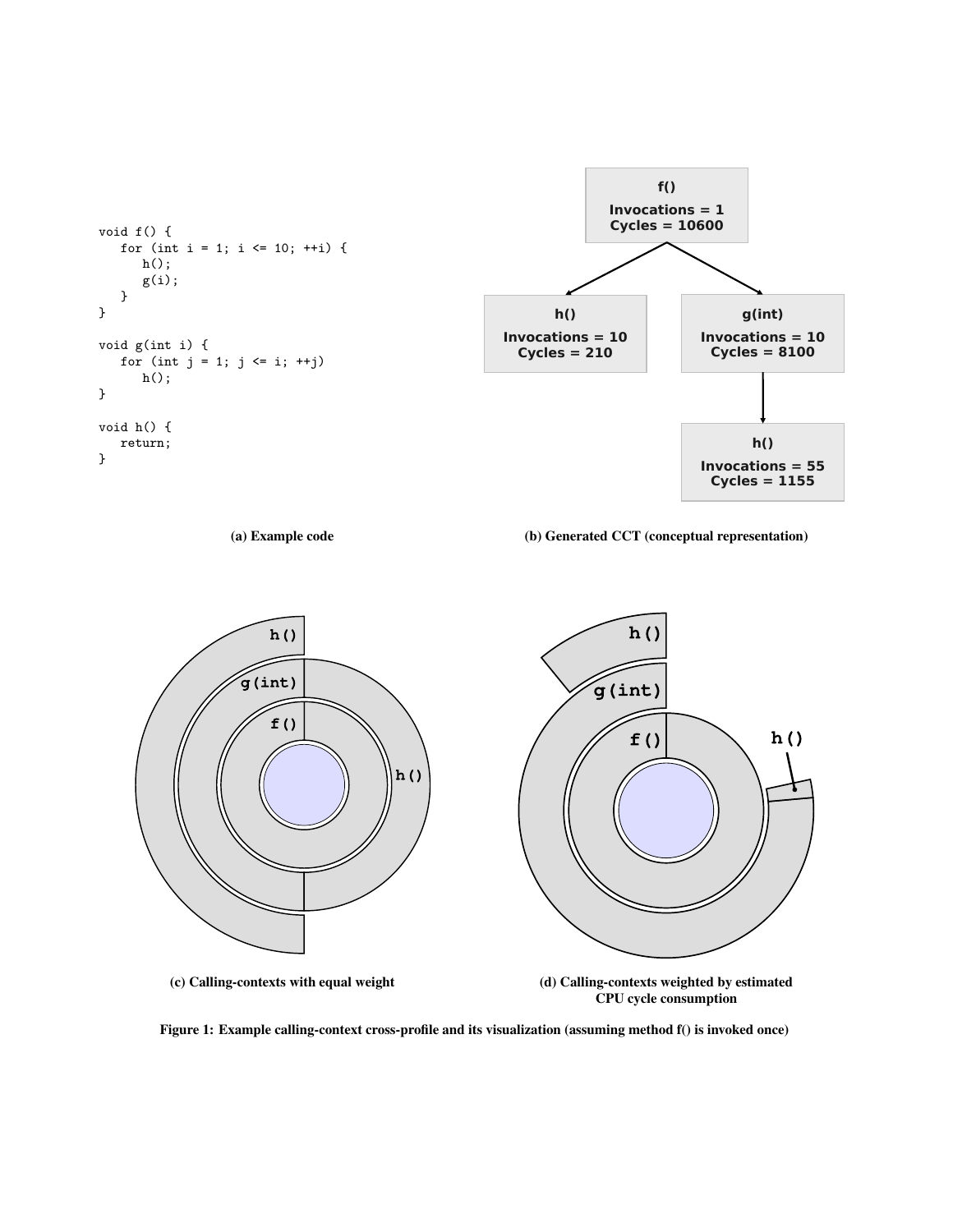```
void f() {
   for (int i = 1; i <= 10; ++i) {
      h();
      g(i);
   }
}

void g(int i) {
   for (int j = 1; j <= i; ++j)
      h();
}

void h() {
   return;
}
```

**(a) Example code**

f()
Invocations = 1
Cycles = 10600

h()
Invocations = 10
Cycles = 210

g(int)
Invocations = 10
Cycles = 8100

h()
Invocations = 55
Cycles = 1155

**(b) Generated CCT (conceptual representation)**

h()
g(int)
f()
h()

**(c) Calling-contexts with equal weight**

h()
g(int)
f()
h()

**(d) Calling-contexts weighted by estimated CPU cycle consumption**

**Figure 1: Example calling-context cross-profile and its visualization (assuming method f() is invoked once)**